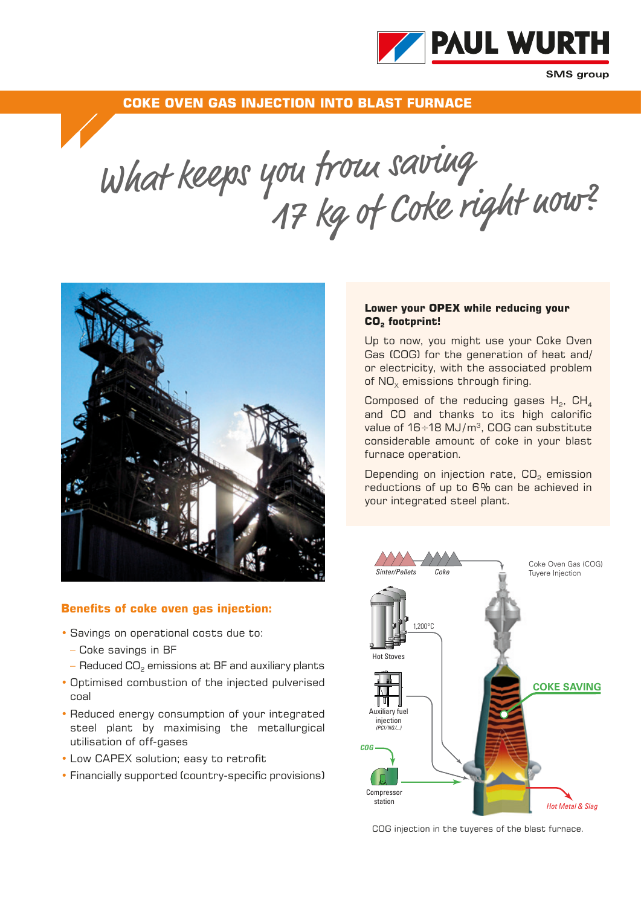# COKE OVEN GAS INJECTION INTO BLAST FURNACE

## What keeps you from saving 17 kg of Coke right now?

**Lower your OPEX while reducing your $CO_2$ footprint!**

Up to now, you might use your Coke Oven Gas (COG) for the generation of heat and/or electricity, with the associated problem of $NO_x$ emissions through firing.

Composed of the reducing gases $H_2$, $CH_4$ and CO and thanks to its high calorific value of 16÷18 MJ/m$^3$, COG can substitute considerable amount of coke in your blast furnace operation.

Depending on injection rate, $CO_2$ emission reductions of up to 6% can be achieved in your integrated steel plant.

### Benefits of coke oven gas injection:

- Savings on operational costs due to:
  - Coke savings in BF
  - Reduced $CO_2$ emissions at BF and auxiliary plants
- Optimised combustion of the injected pulverised coal
- Reduced energy consumption of your integrated steel plant by maximising the metallurgical utilisation of off-gases
- Low CAPEX solution; easy to retrofit
- Financially supported (country-specific provisions)

Sinter/Pellets | Coke | Coke Oven Gas (COG) Tuyere Injection | 1,200°C | Hot Stoves | COKE SAVING | Auxiliary fuel injection (PCI/NG/...) | COG | Compressor station | Hot Metal & Slag

COG injection in the tuyeres of the blast furnace.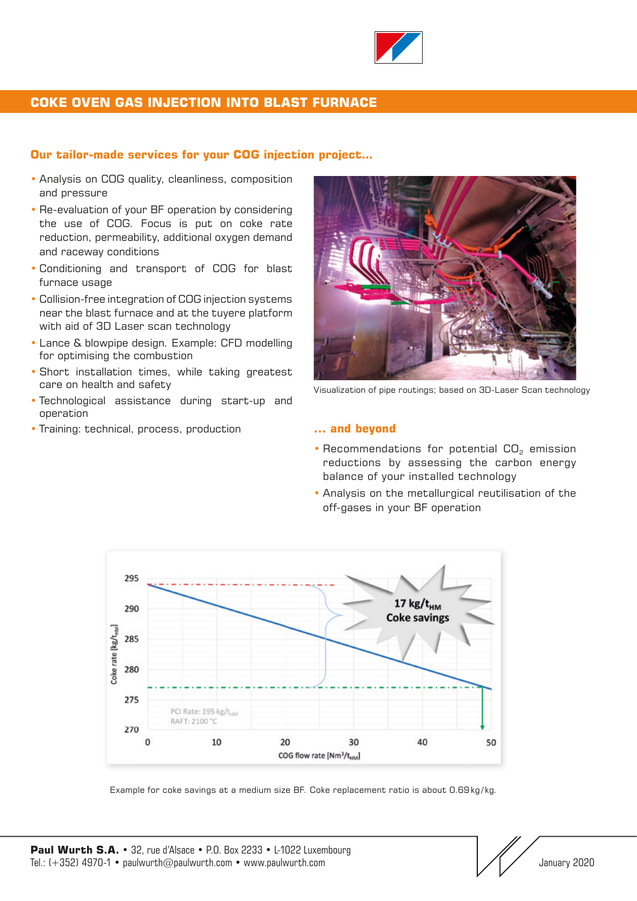# COKE OVEN GAS INJECTION INTO BLAST FURNACE

## Our tailor-made services for your COG injection project...

- Analysis on COG quality, cleanliness, composition and pressure
- Re-evaluation of your BF operation by considering the use of COG. Focus is put on coke rate reduction, permeability, additional oxygen demand and raceway conditions
- Conditioning and transport of COG for blast furnace usage
- Collision-free integration of COG injection systems near the blast furnace and at the tuyere platform with aid of 3D Laser scan technology
- Lance & blowpipe design. Example: CFD modelling for optimising the combustion
- Short installation times, while taking greatest care on health and safety
- Technological assistance during start-up and operation
- Training: technical, process, production

Visualization of pipe routings; based on 3D-Laser Scan technology

## ... and beyond

- Recommendations for potential $CO_2$ emission reductions by assessing the carbon energy balance of your installed technology
- Analysis on the metallurgical reutilisation of the off-gases in your BF operation

Coke rate [kg/$t_{HM}$]

295
290
285
280
275
270

0
10
20
30
40
50

COG flow rate [$Nm^3/t_{HM}$]

PCI Rate: 195 kg/$t_{HM}$
RAFT: 2100 °C

17 kg/$t_{HM}$
Coke savings

Example for coke savings at a medium size BF. Coke replacement ratio is about 0.69 kg/kg.

**Paul Wurth S.A.** • 32, rue d'Alsace • P.O. Box 2233 • L-1022 Luxembourg
Tel.: (+352) 4970-1 • paulwurth@paulwurth.com • www.paulwurth.com

January 2020